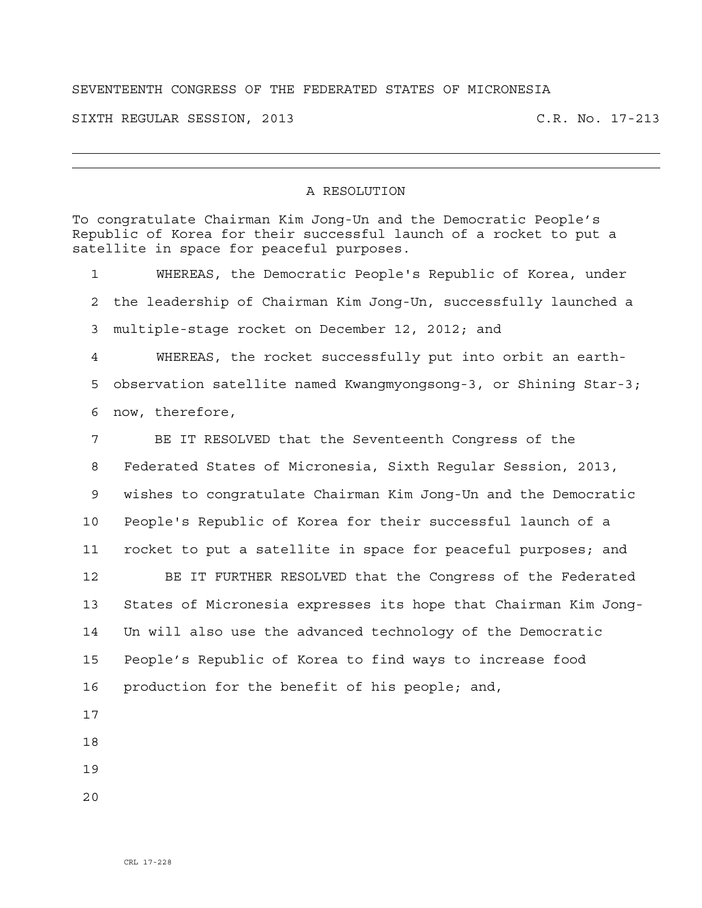SEVENTEENTH CONGRESS OF THE FEDERATED STATES OF MICRONESIA

SIXTH REGULAR SESSION, 2013 C.R. No. 17-213

---

# A RESOLUTION

To congratulate Chairman Kim Jong-Un and the Democratic People's Republic of Korea for their successful launch of a rocket to put a satellite in space for peaceful purposes.

1 WHEREAS, the Democratic People's Republic of Korea, under
2 the leadership of Chairman Kim Jong-Un, successfully launched a
3 multiple-stage rocket on December 12, 2012; and

4 WHEREAS, the rocket successfully put into orbit an earth-
5 observation satellite named Kwangmyongsong-3, or Shining Star-3;
6 now, therefore,

7 BE IT RESOLVED that the Seventeenth Congress of the
8 Federated States of Micronesia, Sixth Regular Session, 2013,
9 wishes to congratulate Chairman Kim Jong-Un and the Democratic
10 People's Republic of Korea for their successful launch of a
11 rocket to put a satellite in space for peaceful purposes; and

12 BE IT FURTHER RESOLVED that the Congress of the Federated
13 States of Micronesia expresses its hope that Chairman Kim Jong-
14 Un will also use the advanced technology of the Democratic
15 People's Republic of Korea to find ways to increase food
16 production for the benefit of his people; and,

17

18

19

20

CRL 17-228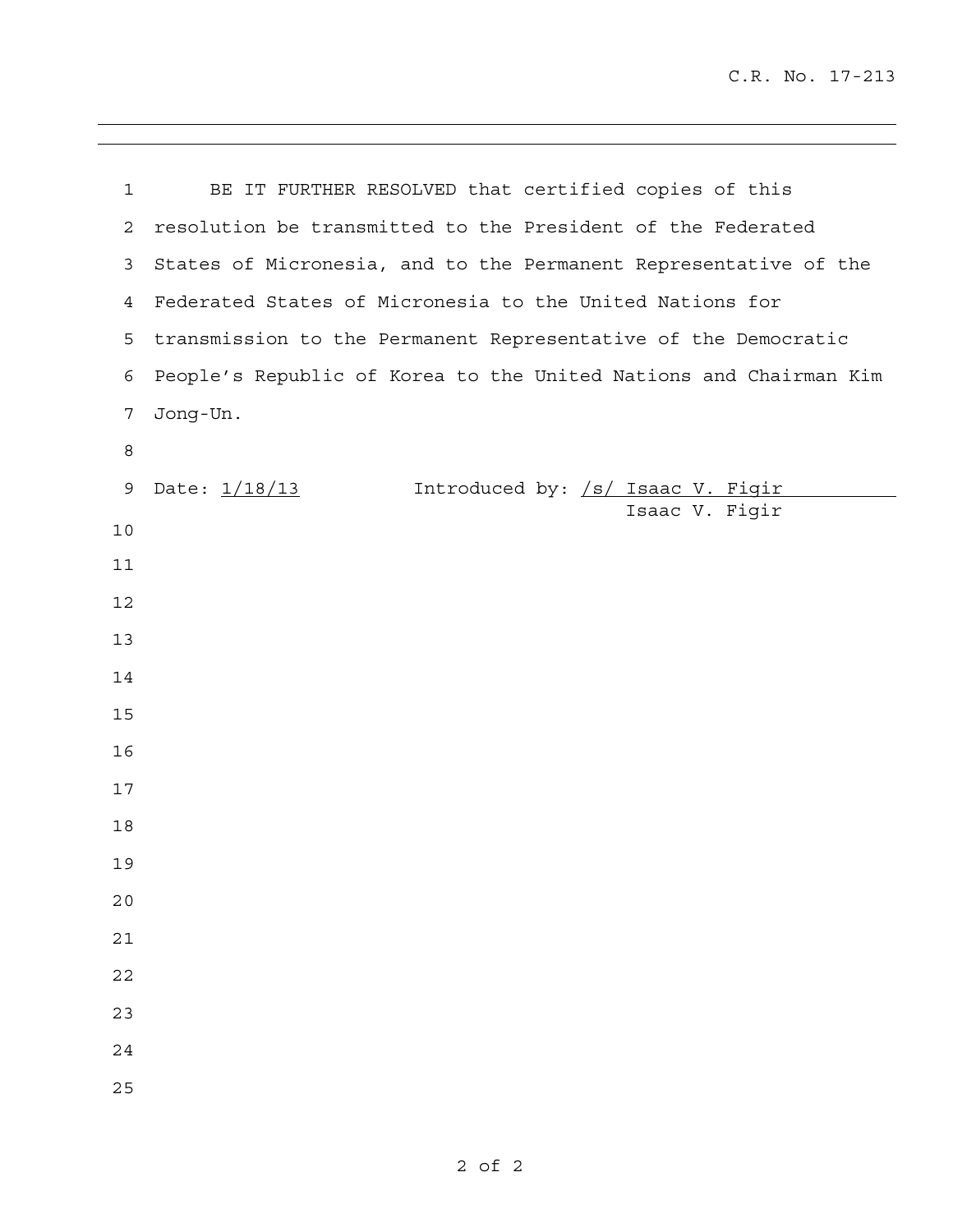BE IT FURTHER RESOLVED that certified copies of this resolution be transmitted to the President of the Federated States of Micronesia, and to the Permanent Representative of the Federated States of Micronesia to the United Nations for transmission to the Permanent Representative of the Democratic People's Republic of Korea to the United Nations and Chairman Kim Jong-Un.

Date: 1/18/13 Introduced by: /s/ Isaac V. Figir

Isaac V. Figir